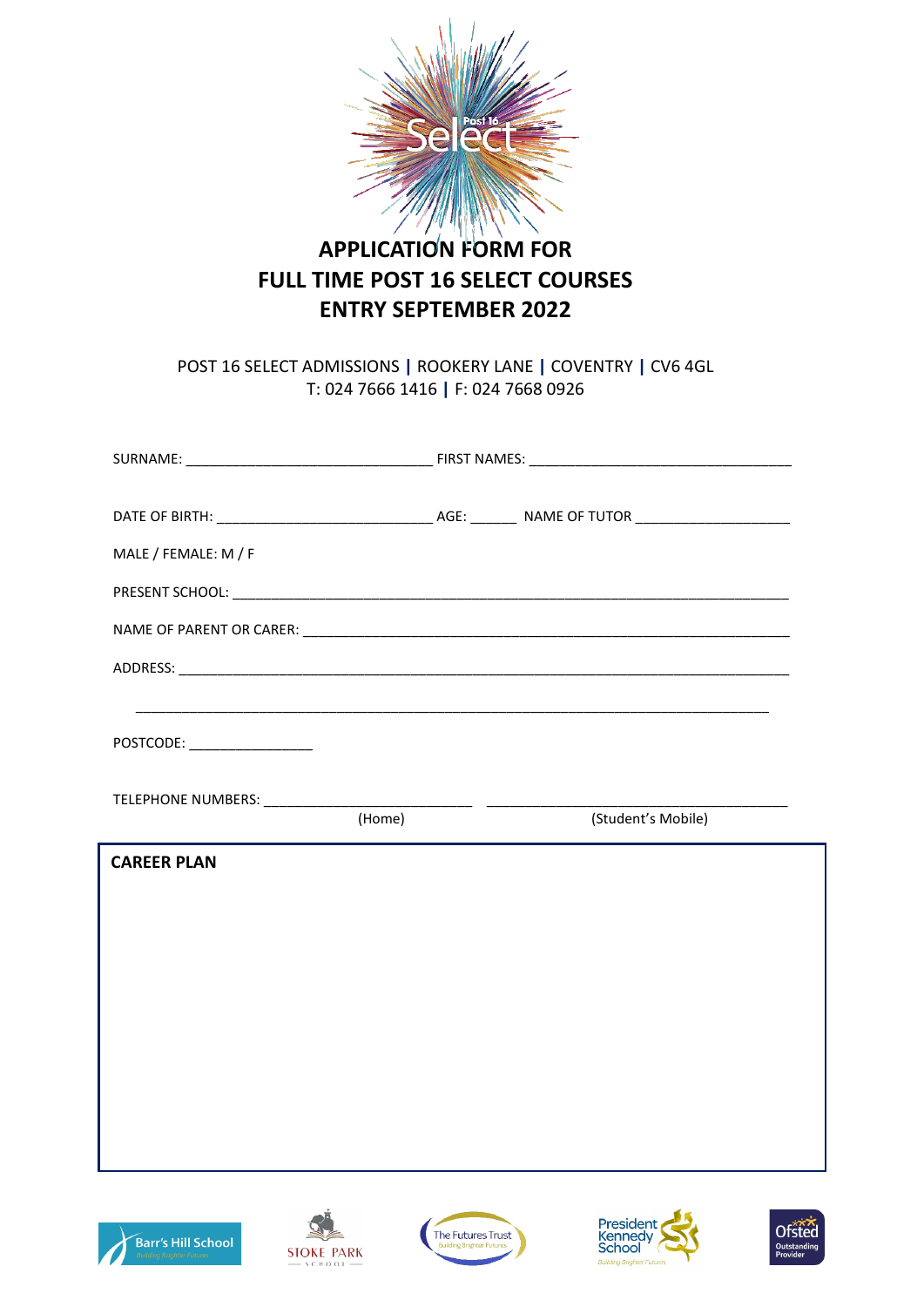# APPLICATION FORM FOR FULL TIME POST 16 SELECT COURSES ENTRY SEPTEMBER 2022

POST 16 SELECT ADMISSIONS | ROOKERY LANE | COVENTRY | CV6 4GL
T: 024 7666 1416 | F: 024 7668 0926

SURNAME: ________________________________ FIRST NAMES: __________________________________

DATE OF BIRTH: ____________________________ AGE: ______ NAME OF TUTOR ____________________

MALE / FEMALE: M / F

PRESENT SCHOOL: ________________________________________________________________________

NAME OF PARENT OR CARER: ________________________________________________________________

ADDRESS: _______________________________________________________________________________

_________________________________________________________________________________

POSTCODE: ________________

TELEPHONE NUMBERS: ___________________________ ________________________________________
(Home) (Student's Mobile)

## CAREER PLAN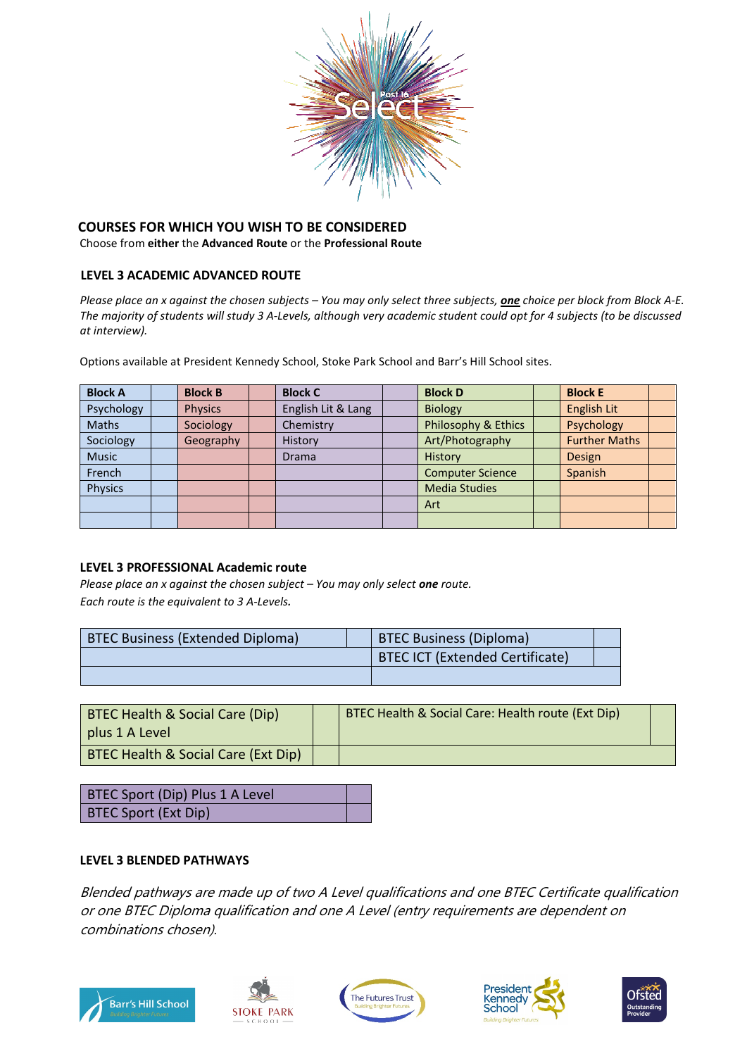## COURSES FOR WHICH YOU WISH TO BE CONSIDERED

Choose from **either** the **Advanced Route** or the **Professional Route**

### LEVEL 3 ACADEMIC ADVANCED ROUTE

*Please place an x against the chosen subjects – You may only select three subjects, **one** choice per block from Block A-E. The majority of students will study 3 A-Levels, although very academic student could opt for 4 subjects (to be discussed at interview).*

Options available at President Kennedy School, Stoke Park School and Barr's Hill School sites.

| **Block A** | | **Block B** | | **Block C** | | **Block D** | | **Block E** | |
|---|---|---|---|---|---|---|---|---|---|
| Psychology | | Physics | | English Lit & Lang | | Biology | | English Lit | |
| Maths | | Sociology | | Chemistry | | Philosophy & Ethics | | Psychology | |
| Sociology | | Geography | | History | | Art/Photography | | Further Maths | |
| Music | | | | Drama | | History | | Design | |
| French | | | | | | Computer Science | | Spanish | |
| Physics | | | | | | Media Studies | | | |
| | | | | | | Art | | | |
| | | | | | | | | | |

### LEVEL 3 PROFESSIONAL Academic route

*Please place an x against the chosen subject – You may only select **one** route.*
*Each route is the equivalent to 3 A-Levels.*

| | | | |
|---|---|---|---|
| BTEC Business (Extended Diploma) | | BTEC Business (Diploma) | |
| | | BTEC ICT (Extended Certificate) | |
| | | | |

| | | | |
|---|---|---|---|
| BTEC Health & Social Care (Dip) plus 1 A Level | | BTEC Health & Social Care: Health route (Ext Dip) | |
| BTEC Health & Social Care (Ext Dip) | | | |

| | |
|---|---|
| BTEC Sport (Dip) Plus 1 A Level | |
| BTEC Sport (Ext Dip) | |

### LEVEL 3 BLENDED PATHWAYS

*Blended pathways are made up of two A Level qualifications and one BTEC Certificate qualification or one BTEC Diploma qualification and one A Level (entry requirements are dependent on combinations chosen).*